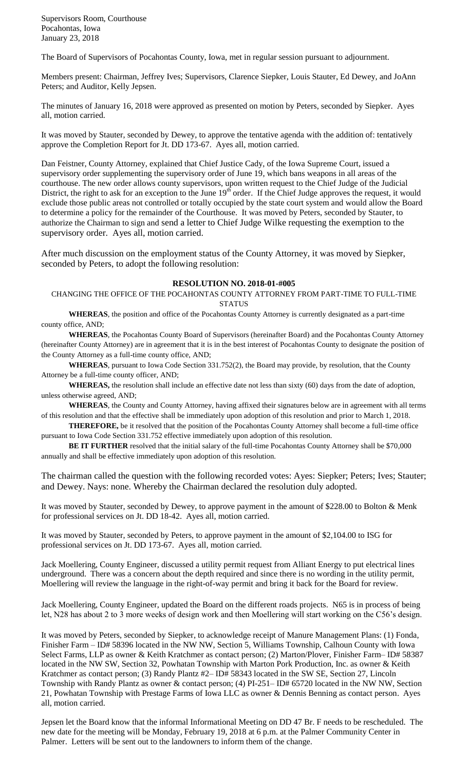Supervisors Room, Courthouse
Pocahontas, Iowa
January 23, 2018

The Board of Supervisors of Pocahontas County, Iowa, met in regular session pursuant to adjournment.

Members present: Chairman, Jeffrey Ives; Supervisors, Clarence Siepker, Louis Stauter, Ed Dewey, and JoAnn Peters; and Auditor, Kelly Jepsen.

The minutes of January 16, 2018 were approved as presented on motion by Peters, seconded by Siepker. Ayes all, motion carried.

It was moved by Stauter, seconded by Dewey, to approve the tentative agenda with the addition of: tentatively approve the Completion Report for Jt. DD 173-67. Ayes all, motion carried.

Dan Feistner, County Attorney, explained that Chief Justice Cady, of the Iowa Supreme Court, issued a supervisory order supplementing the supervisory order of June 19, which bans weapons in all areas of the courthouse. The new order allows county supervisors, upon written request to the Chief Judge of the Judicial District, the right to ask for an exception to the June 19th order. If the Chief Judge approves the request, it would exclude those public areas not controlled or totally occupied by the state court system and would allow the Board to determine a policy for the remainder of the Courthouse. It was moved by Peters, seconded by Stauter, to authorize the Chairman to sign and send a letter to Chief Judge Wilke requesting the exemption to the supervisory order. Ayes all, motion carried.

After much discussion on the employment status of the County Attorney, it was moved by Siepker, seconded by Peters, to adopt the following resolution:

**RESOLUTION NO. 2018-01-#005**

CHANGING THE OFFICE OF THE POCAHONTAS COUNTY ATTORNEY FROM PART-TIME TO FULL-TIME STATUS

**WHEREAS**, the position and office of the Pocahontas County Attorney is currently designated as a part-time county office, AND;

**WHEREAS**, the Pocahontas County Board of Supervisors (hereinafter Board) and the Pocahontas County Attorney (hereinafter County Attorney) are in agreement that it is in the best interest of Pocahontas County to designate the position of the County Attorney as a full-time county office, AND;

**WHEREAS**, pursuant to Iowa Code Section 331.752(2), the Board may provide, by resolution, that the County Attorney be a full-time county officer, AND;

**WHEREAS,** the resolution shall include an effective date not less than sixty (60) days from the date of adoption, unless otherwise agreed, AND;

**WHEREAS**, the County and County Attorney, having affixed their signatures below are in agreement with all terms of this resolution and that the effective shall be immediately upon adoption of this resolution and prior to March 1, 2018.

**THEREFORE,** be it resolved that the position of the Pocahontas County Attorney shall become a full-time office pursuant to Iowa Code Section 331.752 effective immediately upon adoption of this resolution.

**BE IT FURTHER** resolved that the initial salary of the full-time Pocahontas County Attorney shall be $70,000 annually and shall be effective immediately upon adoption of this resolution.

The chairman called the question with the following recorded votes: Ayes: Siepker; Peters; Ives; Stauter; and Dewey. Nays: none. Whereby the Chairman declared the resolution duly adopted.

It was moved by Stauter, seconded by Dewey, to approve payment in the amount of $228.00 to Bolton & Menk for professional services on Jt. DD 18-42. Ayes all, motion carried.

It was moved by Stauter, seconded by Peters, to approve payment in the amount of $2,104.00 to ISG for professional services on Jt. DD 173-67. Ayes all, motion carried.

Jack Moellering, County Engineer, discussed a utility permit request from Alliant Energy to put electrical lines underground. There was a concern about the depth required and since there is no wording in the utility permit, Moellering will review the language in the right-of-way permit and bring it back for the Board for review.

Jack Moellering, County Engineer, updated the Board on the different roads projects. N65 is in process of being let, N28 has about 2 to 3 more weeks of design work and then Moellering will start working on the C56's design.

It was moved by Peters, seconded by Siepker, to acknowledge receipt of Manure Management Plans: (1) Fonda, Finisher Farm – ID# 58396 located in the NW NW, Section 5, Williams Township, Calhoun County with Iowa Select Farms, LLP as owner & Keith Kratchmer as contact person; (2) Marton/Plover, Finisher Farm– ID# 58387 located in the NW SW, Section 32, Powhatan Township with Marton Pork Production, Inc. as owner & Keith Kratchmer as contact person; (3) Randy Plantz #2– ID# 58343 located in the SW SE, Section 27, Lincoln Township with Randy Plantz as owner & contact person; (4) PI-251– ID# 65720 located in the NW NW, Section 21, Powhatan Township with Prestage Farms of Iowa LLC as owner & Dennis Benning as contact person. Ayes all, motion carried.

Jepsen let the Board know that the informal Informational Meeting on DD 47 Br. F needs to be rescheduled. The new date for the meeting will be Monday, February 19, 2018 at 6 p.m. at the Palmer Community Center in Palmer. Letters will be sent out to the landowners to inform them of the change.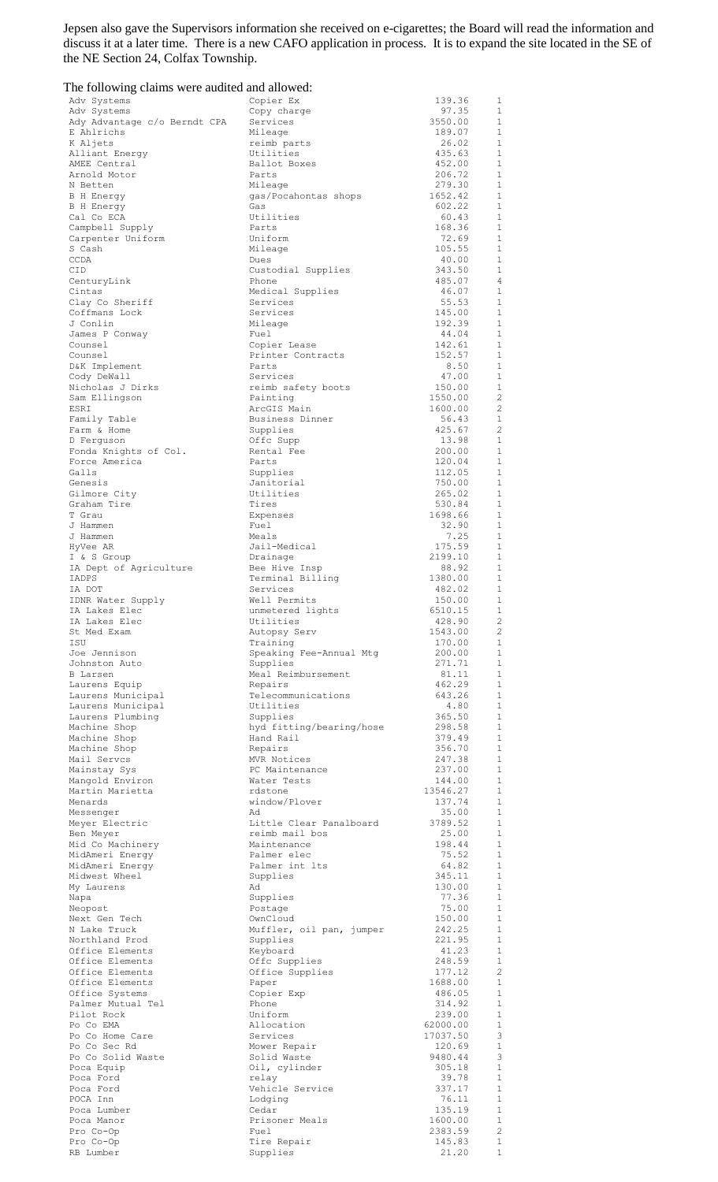Jepsen also gave the Supervisors information she received on e-cigarettes; the Board will read the information and discuss it at a later time. There is a new CAFO application in process. It is to expand the site located in the SE of the NE Section 24, Colfax Township.

The following claims were audited and allowed:

| | | | |
|---|---|---|---|
| Adv Systems | Copier Ex | 139.36 | 1 |
| Adv Systems | Copy charge | 97.35 | 1 |
| Ady Advantage c/o Berndt CPA | Services | 3550.00 | 1 |
| E Ahlrichs | Mileage | 189.07 | 1 |
| K Aljets | reimb parts | 26.02 | 1 |
| Alliant Energy | Utilities | 435.63 | 1 |
| AMEE Central | Ballot Boxes | 452.00 | 1 |
| Arnold Motor | Parts | 206.72 | 1 |
| N Betten | Mileage | 279.30 | 1 |
| B H Energy | gas/Pocahontas shops | 1652.42 | 1 |
| B H Energy | Gas | 602.22 | 1 |
| Cal Co ECA | Utilities | 60.43 | 1 |
| Campbell Supply | Parts | 168.36 | 1 |
| Carpenter Uniform | Uniform | 72.69 | 1 |
| S Cash | Mileage | 105.55 | 1 |
| CCDA | Dues | 40.00 | 1 |
| CID | Custodial Supplies | 343.50 | 1 |
| CenturyLink | Phone | 485.07 | 4 |
| Cintas | Medical Supplies | 46.07 | 1 |
| Clay Co Sheriff | Services | 55.53 | 1 |
| Coffmans Lock | Services | 145.00 | 1 |
| J Conlin | Mileage | 192.39 | 1 |
| James P Conway | Fuel | 44.04 | 1 |
| Counsel | Copier Lease | 142.61 | 1 |
| Counsel | Printer Contracts | 152.57 | 1 |
| D&K Implement | Parts | 8.50 | 1 |
| Cody DeWall | Services | 47.00 | 1 |
| Nicholas J Dirks | reimb safety boots | 150.00 | 1 |
| Sam Ellingson | Painting | 1550.00 | 2 |
| ESRI | ArcGIS Main | 1600.00 | 2 |
| Family Table | Business Dinner | 56.43 | 1 |
| Farm & Home | Supplies | 425.67 | 2 |
| D Ferguson | Offc Supp | 13.98 | 1 |
| Fonda Knights of Col. | Rental Fee | 200.00 | 1 |
| Force America | Parts | 120.04 | 1 |
| Galls | Supplies | 112.05 | 1 |
| Genesis | Janitorial | 750.00 | 1 |
| Gilmore City | Utilities | 265.02 | 1 |
| Graham Tire | Tires | 530.84 | 1 |
| T Grau | Expenses | 1698.66 | 1 |
| J Hammen | Fuel | 32.90 | 1 |
| J Hammen | Meals | 7.25 | 1 |
| HyVee AR | Jail-Medical | 175.59 | 1 |
| I & S Group | Drainage | 2199.10 | 1 |
| IA Dept of Agriculture | Bee Hive Insp | 88.92 | 1 |
| IADPS | Terminal Billing | 1380.00 | 1 |
| IA DOT | Services | 482.02 | 1 |
| IDNR Water Supply | Well Permits | 150.00 | 1 |
| IA Lakes Elec | unmetered lights | 6510.15 | 1 |
| IA Lakes Elec | Utilities | 428.90 | 2 |
| St Med Exam | Autopsy Serv | 1543.00 | 2 |
| ISU | Training | 170.00 | 1 |
| Joe Jennison | Speaking Fee-Annual Mtg | 200.00 | 1 |
| Johnston Auto | Supplies | 271.71 | 1 |
| B Larsen | Meal Reimbursement | 81.11 | 1 |
| Laurens Equip | Repairs | 462.29 | 1 |
| Laurens Municipal | Telecommunications | 643.26 | 1 |
| Laurens Municipal | Utilities | 4.80 | 1 |
| Laurens Plumbing | Supplies | 365.50 | 1 |
| Machine Shop | hyd fitting/bearing/hose | 298.58 | 1 |
| Machine Shop | Hand Rail | 379.49 | 1 |
| Machine Shop | Repairs | 356.70 | 1 |
| Mail Servcs | MVR Notices | 247.38 | 1 |
| Mainstay Sys | PC Maintenance | 237.00 | 1 |
| Mangold Environ | Water Tests | 144.00 | 1 |
| Martin Marietta | rdstone | 13546.27 | 1 |
| Menards | window/Plover | 137.74 | 1 |
| Messenger | Ad | 35.00 | 1 |
| Meyer Electric | Little Clear Panalboard | 3789.52 | 1 |
| Ben Meyer | reimb mail bos | 25.00 | 1 |
| Mid Co Machinery | Maintenance | 198.44 | 1 |
| MidAmeri Energy | Palmer elec | 75.52 | 1 |
| MidAmeri Energy | Palmer int lts | 64.82 | 1 |
| Midwest Wheel | Supplies | 345.11 | 1 |
| My Laurens | Ad | 130.00 | 1 |
| Napa | Supplies | 77.36 | 1 |
| Neopost | Postage | 75.00 | 1 |
| Next Gen Tech | OwnCloud | 150.00 | 1 |
| N Lake Truck | Muffler, oil pan, jumper | 242.25 | 1 |
| Northland Prod | Supplies | 221.95 | 1 |
| Office Elements | Keyboard | 41.23 | 1 |
| Office Elements | Offc Supplies | 248.59 | 1 |
| Office Elements | Office Supplies | 177.12 | 2 |
| Office Elements | Paper | 1688.00 | 1 |
| Office Systems | Copier Exp | 486.05 | 1 |
| Palmer Mutual Tel | Phone | 314.92 | 1 |
| Pilot Rock | Uniform | 239.00 | 1 |
| Po Co EMA | Allocation | 62000.00 | 1 |
| Po Co Home Care | Services | 17037.50 | 3 |
| Po Co Sec Rd | Mower Repair | 120.69 | 1 |
| Po Co Solid Waste | Solid Waste | 9480.44 | 3 |
| Poca Equip | Oil, cylinder | 305.18 | 1 |
| Poca Ford | relay | 39.78 | 1 |
| Poca Ford | Vehicle Service | 337.17 | 1 |
| POCA Inn | Lodging | 76.11 | 1 |
| Poca Lumber | Cedar | 135.19 | 1 |
| Poca Manor | Prisoner Meals | 1600.00 | 1 |
| Pro Co-Op | Fuel | 2383.59 | 2 |
| Pro Co-Op | Tire Repair | 145.83 | 1 |
| RB Lumber | Supplies | 21.20 | 1 |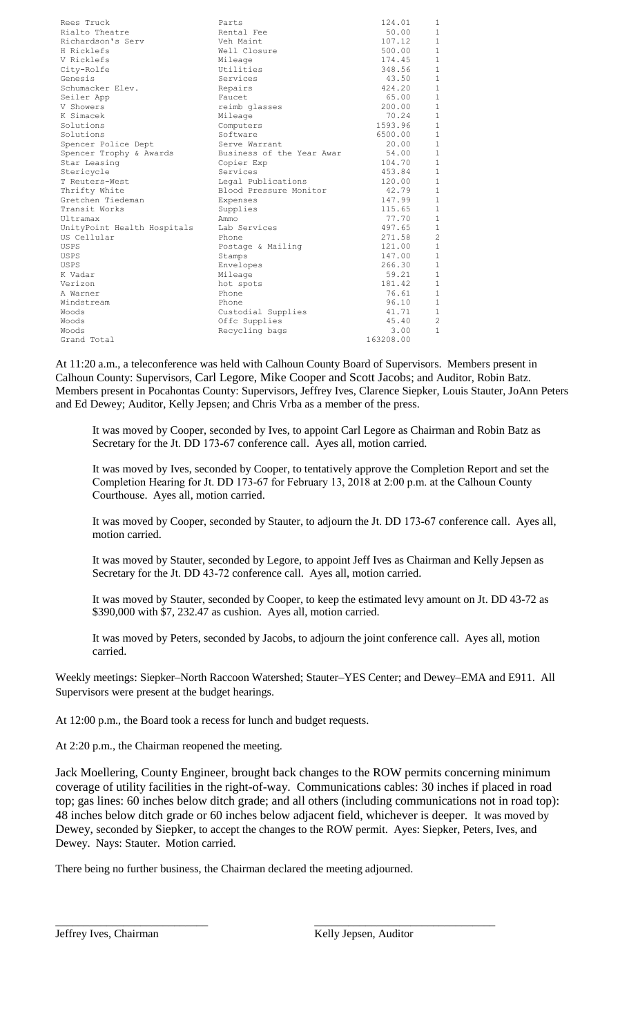| | | | |
|---|---|---|---|
| Rees Truck | Parts | 124.01 | 1 |
| Rialto Theatre | Rental Fee | 50.00 | 1 |
| Richardson's Serv | Veh Maint | 107.12 | 1 |
| H Ricklefs | Well Closure | 500.00 | 1 |
| V Ricklefs | Mileage | 174.45 | 1 |
| City-Rolfe | Utilities | 348.56 | 1 |
| Genesis | Services | 43.50 | 1 |
| Schumacker Elev. | Repairs | 424.20 | 1 |
| Seiler App | Faucet | 65.00 | 1 |
| V Showers | reimb glasses | 200.00 | 1 |
| K Simacek | Mileage | 70.24 | 1 |
| Solutions | Computers | 1593.96 | 1 |
| Solutions | Software | 6500.00 | 1 |
| Spencer Police Dept | Serve Warrant | 20.00 | 1 |
| Spencer Trophy & Awards | Business of the Year Awar | 54.00 | 1 |
| Star Leasing | Copier Exp | 104.70 | 1 |
| Stericycle | Services | 453.84 | 1 |
| T Reuters-West | Legal Publications | 120.00 | 1 |
| Thrifty White | Blood Pressure Monitor | 42.79 | 1 |
| Gretchen Tiedeman | Expenses | 147.99 | 1 |
| Transit Works | Supplies | 115.65 | 1 |
| Ultramax | Ammo | 77.70 | 1 |
| UnityPoint Health Hospitals | Lab Services | 497.65 | 1 |
| US Cellular | Phone | 271.58 | 2 |
| USPS | Postage & Mailing | 121.00 | 1 |
| USPS | Stamps | 147.00 | 1 |
| USPS | Envelopes | 266.30 | 1 |
| K Vadar | Mileage | 59.21 | 1 |
| Verizon | hot spots | 181.42 | 1 |
| A Warner | Phone | 76.61 | 1 |
| Windstream | Phone | 96.10 | 1 |
| Woods | Custodial Supplies | 41.71 | 1 |
| Woods | Offc Supplies | 45.40 | 2 |
| Woods | Recycling bags | 3.00 | 1 |
| Grand Total | | 163208.00 | |

At 11:20 a.m., a teleconference was held with Calhoun County Board of Supervisors. Members present in Calhoun County: Supervisors, Carl Legore, Mike Cooper and Scott Jacobs; and Auditor, Robin Batz. Members present in Pocahontas County: Supervisors, Jeffrey Ives, Clarence Siepker, Louis Stauter, JoAnn Peters and Ed Dewey; Auditor, Kelly Jepsen; and Chris Vrba as a member of the press.

It was moved by Cooper, seconded by Ives, to appoint Carl Legore as Chairman and Robin Batz as Secretary for the Jt. DD 173-67 conference call. Ayes all, motion carried.

It was moved by Ives, seconded by Cooper, to tentatively approve the Completion Report and set the Completion Hearing for Jt. DD 173-67 for February 13, 2018 at 2:00 p.m. at the Calhoun County Courthouse. Ayes all, motion carried.

It was moved by Cooper, seconded by Stauter, to adjourn the Jt. DD 173-67 conference call. Ayes all, motion carried.

It was moved by Stauter, seconded by Legore, to appoint Jeff Ives as Chairman and Kelly Jepsen as Secretary for the Jt. DD 43-72 conference call. Ayes all, motion carried.

It was moved by Stauter, seconded by Cooper, to keep the estimated levy amount on Jt. DD 43-72 as $390,000 with $7, 232.47 as cushion. Ayes all, motion carried.

It was moved by Peters, seconded by Jacobs, to adjourn the joint conference call. Ayes all, motion carried.

Weekly meetings: Siepker–North Raccoon Watershed; Stauter–YES Center; and Dewey–EMA and E911. All Supervisors were present at the budget hearings.

At 12:00 p.m., the Board took a recess for lunch and budget requests.

At 2:20 p.m., the Chairman reopened the meeting.

Jack Moellering, County Engineer, brought back changes to the ROW permits concerning minimum coverage of utility facilities in the right-of-way. Communications cables: 30 inches if placed in road top; gas lines: 60 inches below ditch grade; and all others (including communications not in road top): 48 inches below ditch grade or 60 inches below adjacent field, whichever is deeper. It was moved by Dewey, seconded by Siepker, to accept the changes to the ROW permit. Ayes: Siepker, Peters, Ives, and Dewey. Nays: Stauter. Motion carried.

There being no further business, the Chairman declared the meeting adjourned.

\_\_\_\_\_\_\_\_\_\_\_\_\_\_\_\_\_\_\_\_\_\_\_\_\_\_\_\_ \_\_\_\_\_\_\_\_\_\_\_\_\_\_\_\_\_\_\_\_\_\_\_\_\_\_\_\_\_\_\_\_

Jeffrey Ives, Chairman Kelly Jepsen, Auditor